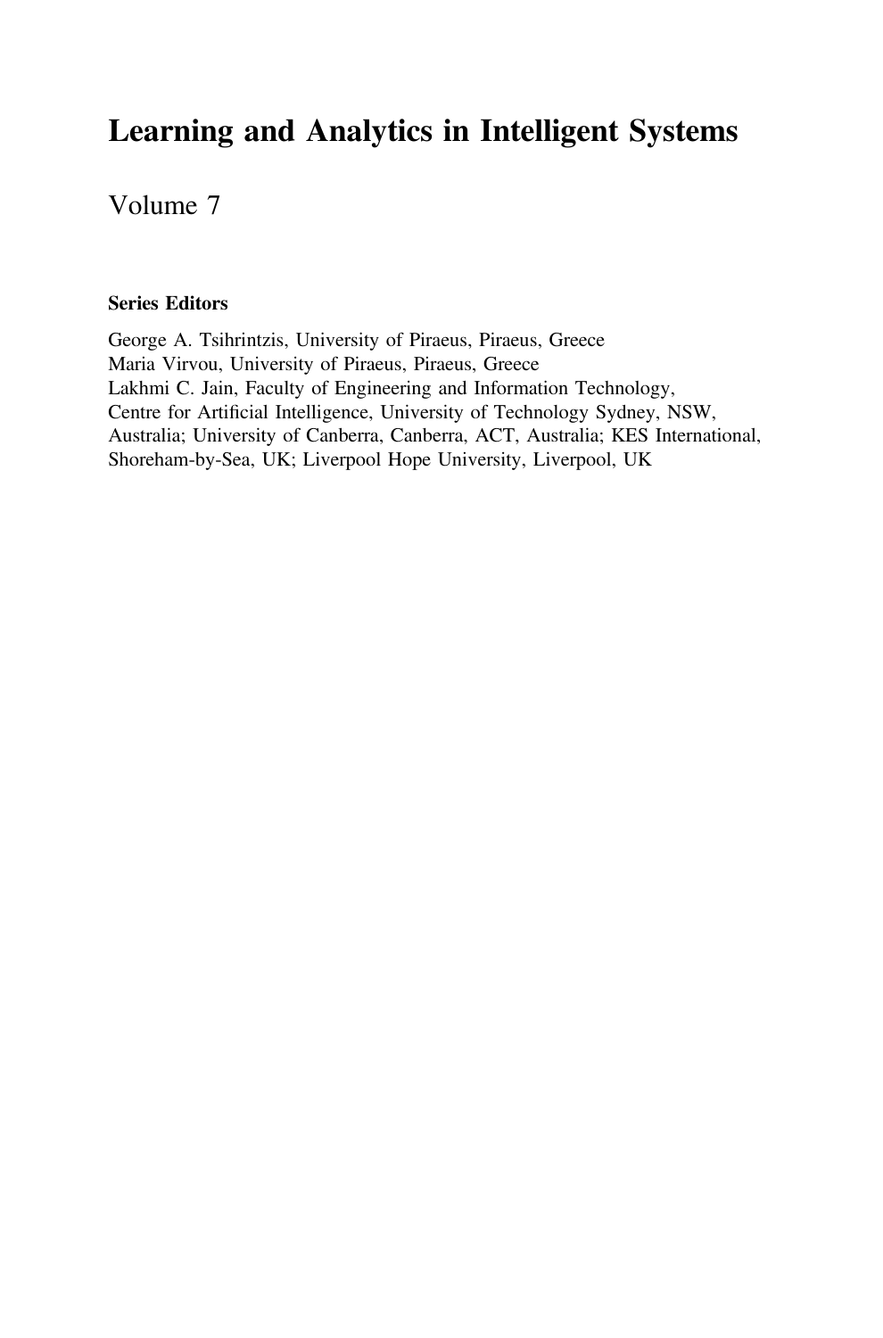# Learning and Analytics in Intelligent Systems

Volume 7

**Series Editors**

George A. Tsihrintzis, University of Piraeus, Piraeus, Greece
Maria Virvou, University of Piraeus, Piraeus, Greece
Lakhmi C. Jain, Faculty of Engineering and Information Technology, Centre for Artificial Intelligence, University of Technology Sydney, NSW, Australia; University of Canberra, Canberra, ACT, Australia; KES International, Shoreham-by-Sea, UK; Liverpool Hope University, Liverpool, UK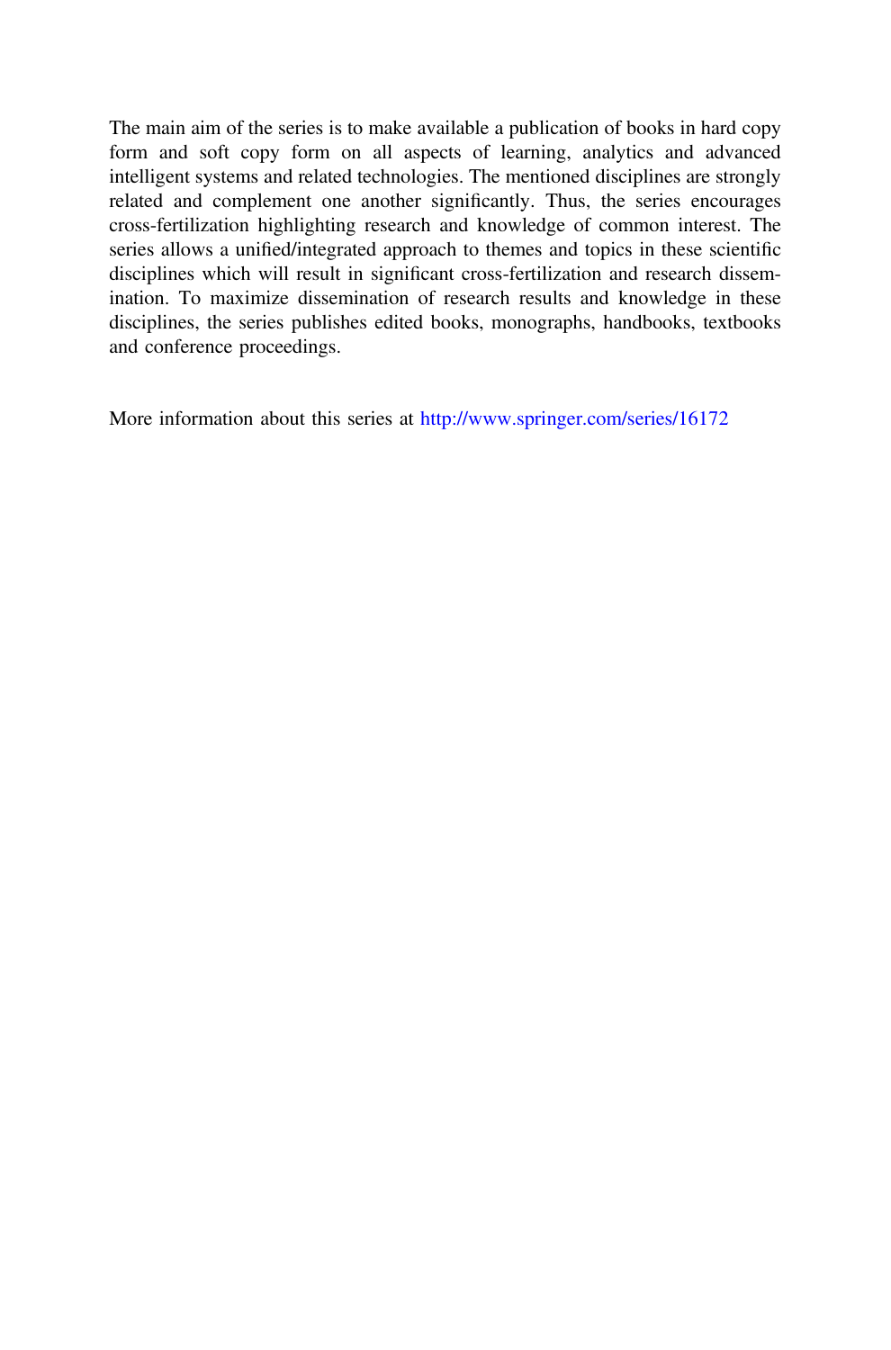The main aim of the series is to make available a publication of books in hard copy form and soft copy form on all aspects of learning, analytics and advanced intelligent systems and related technologies. The mentioned disciplines are strongly related and complement one another significantly. Thus, the series encourages cross-fertilization highlighting research and knowledge of common interest. The series allows a unified/integrated approach to themes and topics in these scientific disciplines which will result in significant cross-fertilization and research dissemination. To maximize dissemination of research results and knowledge in these disciplines, the series publishes edited books, monographs, handbooks, textbooks and conference proceedings.

More information about this series at http://www.springer.com/series/16172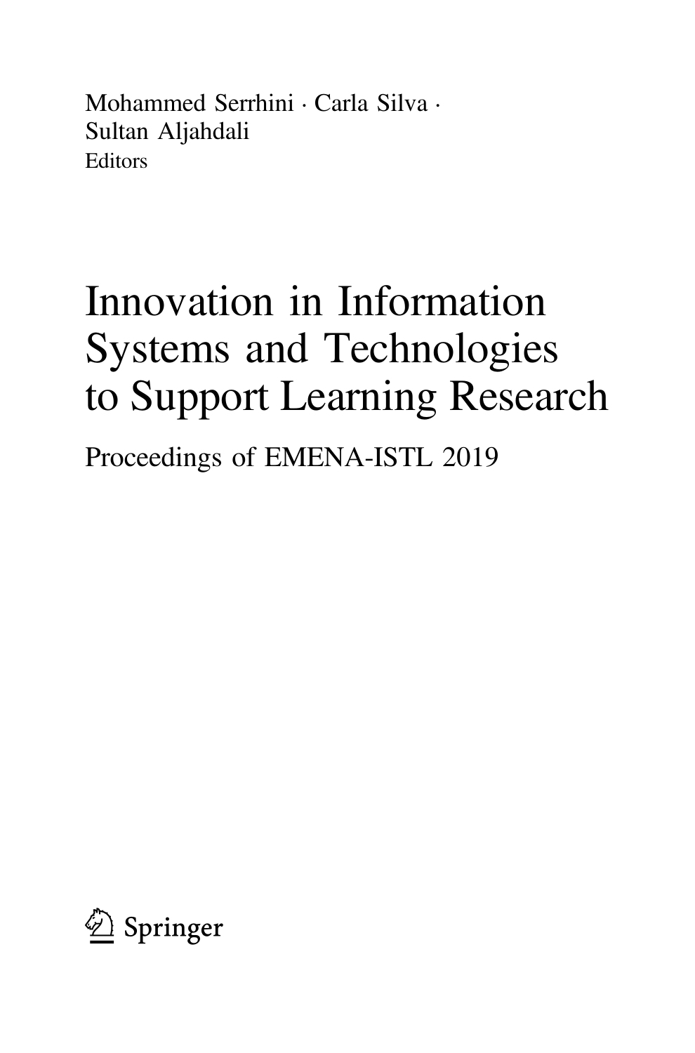Mohammed Serrhini · Carla Silva · Sultan Aljahdali
Editors

# Innovation in Information Systems and Technologies to Support Learning Research

Proceedings of EMENA-ISTL 2019

Springer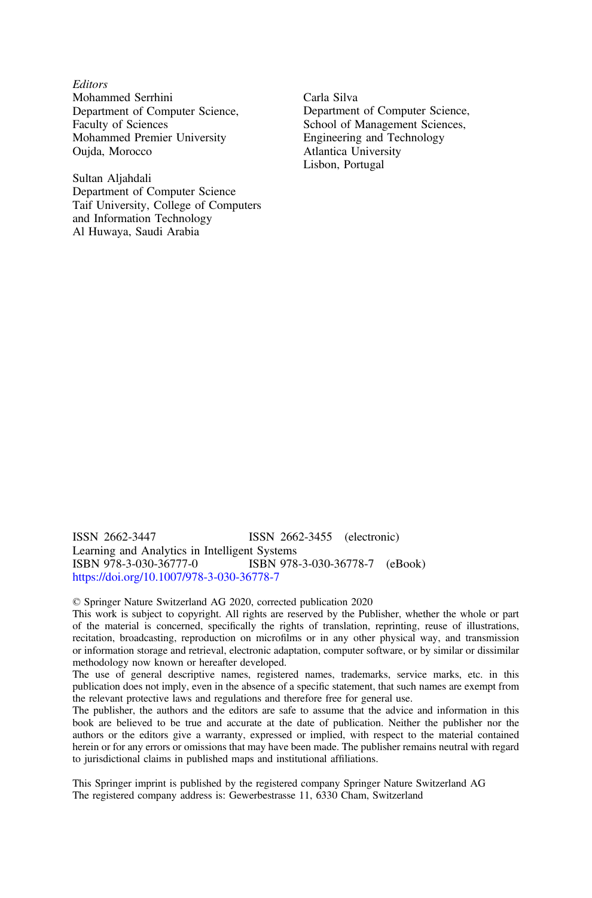*Editors*

Mohammed Serrhini
Department of Computer Science,
Faculty of Sciences
Mohammed Premier University
Oujda, Morocco

Sultan Aljahdali
Department of Computer Science
Taif University, College of Computers
and Information Technology
Al Huwaya, Saudi Arabia

Carla Silva
Department of Computer Science,
School of Management Sciences,
Engineering and Technology
Atlantica University
Lisbon, Portugal

ISSN 2662-3447 ISSN 2662-3455 (electronic)
Learning and Analytics in Intelligent Systems
ISBN 978-3-030-36777-0 ISBN 978-3-030-36778-7 (eBook)
https://doi.org/10.1007/978-3-030-36778-7

© Springer Nature Switzerland AG 2020, corrected publication 2020

This work is subject to copyright. All rights are reserved by the Publisher, whether the whole or part of the material is concerned, specifically the rights of translation, reprinting, reuse of illustrations, recitation, broadcasting, reproduction on microfilms or in any other physical way, and transmission or information storage and retrieval, electronic adaptation, computer software, or by similar or dissimilar methodology now known or hereafter developed.

The use of general descriptive names, registered names, trademarks, service marks, etc. in this publication does not imply, even in the absence of a specific statement, that such names are exempt from the relevant protective laws and regulations and therefore free for general use.

The publisher, the authors and the editors are safe to assume that the advice and information in this book are believed to be true and accurate at the date of publication. Neither the publisher nor the authors or the editors give a warranty, expressed or implied, with respect to the material contained herein or for any errors or omissions that may have been made. The publisher remains neutral with regard to jurisdictional claims in published maps and institutional affiliations.

This Springer imprint is published by the registered company Springer Nature Switzerland AG
The registered company address is: Gewerbestrasse 11, 6330 Cham, Switzerland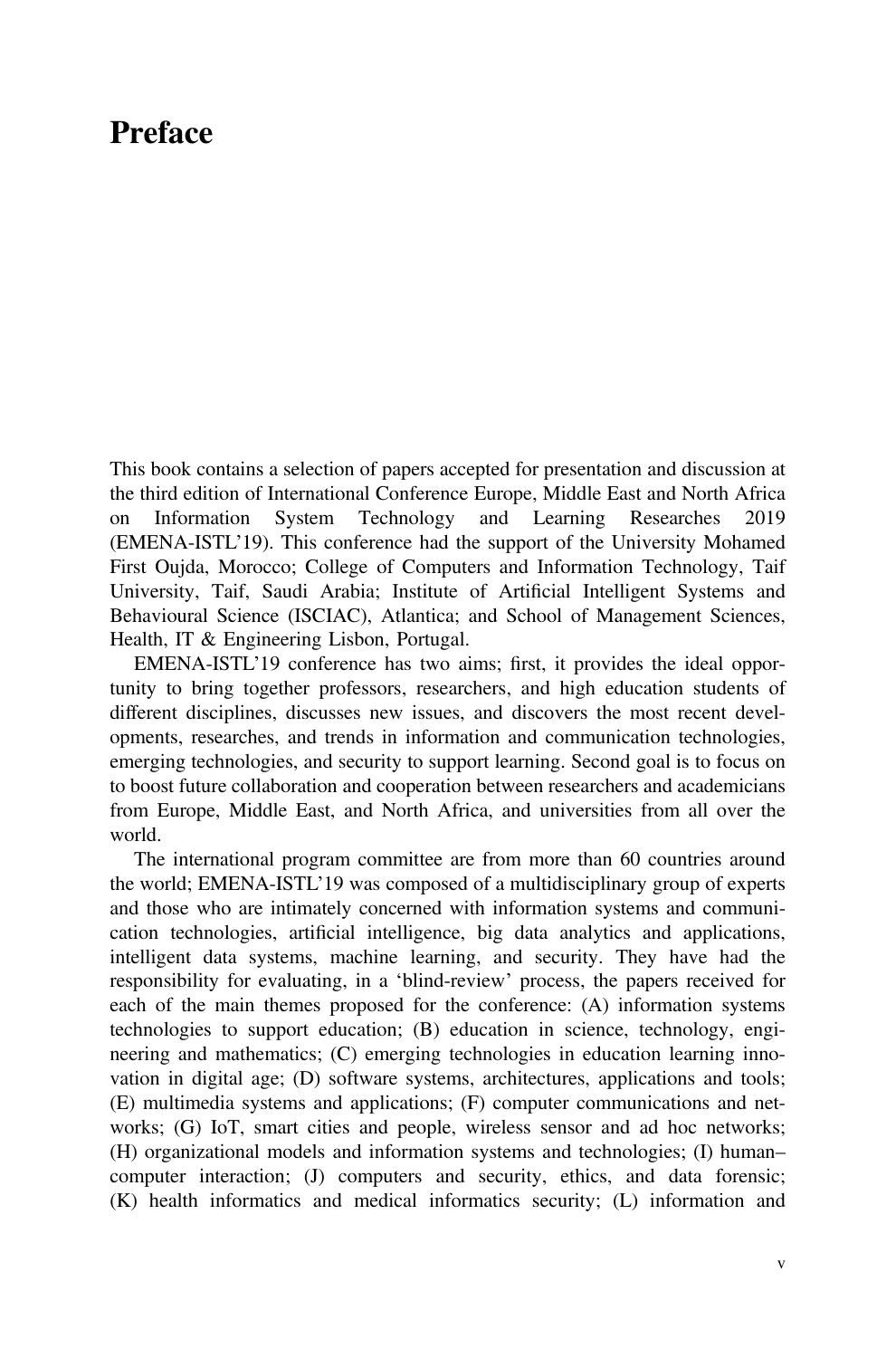# Preface

This book contains a selection of papers accepted for presentation and discussion at the third edition of International Conference Europe, Middle East and North Africa on Information System Technology and Learning Researches 2019 (EMENA-ISTL'19). This conference had the support of the University Mohamed First Oujda, Morocco; College of Computers and Information Technology, Taif University, Taif, Saudi Arabia; Institute of Artificial Intelligent Systems and Behavioural Science (ISCIAC), Atlantica; and School of Management Sciences, Health, IT & Engineering Lisbon, Portugal.

EMENA-ISTL'19 conference has two aims; first, it provides the ideal opportunity to bring together professors, researchers, and high education students of different disciplines, discusses new issues, and discovers the most recent developments, researches, and trends in information and communication technologies, emerging technologies, and security to support learning. Second goal is to focus on to boost future collaboration and cooperation between researchers and academicians from Europe, Middle East, and North Africa, and universities from all over the world.

The international program committee are from more than 60 countries around the world; EMENA-ISTL'19 was composed of a multidisciplinary group of experts and those who are intimately concerned with information systems and communication technologies, artificial intelligence, big data analytics and applications, intelligent data systems, machine learning, and security. They have had the responsibility for evaluating, in a 'blind-review' process, the papers received for each of the main themes proposed for the conference: (A) information systems technologies to support education; (B) education in science, technology, engineering and mathematics; (C) emerging technologies in education learning innovation in digital age; (D) software systems, architectures, applications and tools; (E) multimedia systems and applications; (F) computer communications and networks; (G) IoT, smart cities and people, wireless sensor and ad hoc networks; (H) organizational models and information systems and technologies; (I) human–computer interaction; (J) computers and security, ethics, and data forensic; (K) health informatics and medical informatics security; (L) information and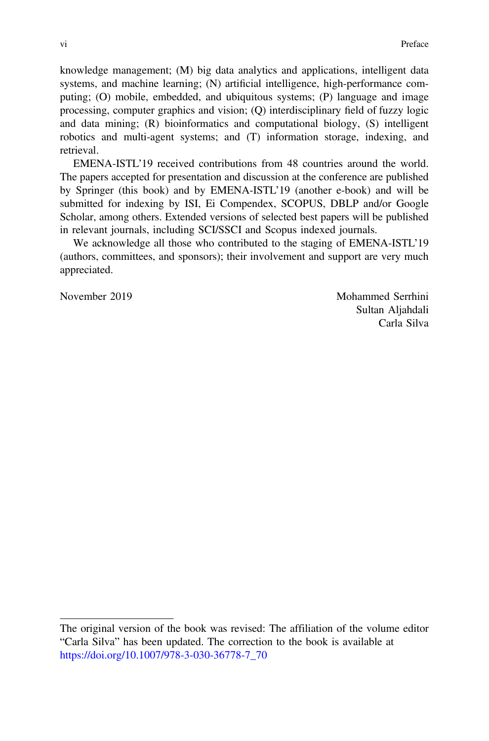knowledge management; (M) big data analytics and applications, intelligent data systems, and machine learning; (N) artificial intelligence, high-performance computing; (O) mobile, embedded, and ubiquitous systems; (P) language and image processing, computer graphics and vision; (Q) interdisciplinary field of fuzzy logic and data mining; (R) bioinformatics and computational biology, (S) intelligent robotics and multi-agent systems; and (T) information storage, indexing, and retrieval.

EMENA-ISTL'19 received contributions from 48 countries around the world. The papers accepted for presentation and discussion at the conference are published by Springer (this book) and by EMENA-ISTL'19 (another e-book) and will be submitted for indexing by ISI, Ei Compendex, SCOPUS, DBLP and/or Google Scholar, among others. Extended versions of selected best papers will be published in relevant journals, including SCI/SSCI and Scopus indexed journals.

We acknowledge all those who contributed to the staging of EMENA-ISTL'19 (authors, committees, and sponsors); their involvement and support are very much appreciated.

November 2019

Mohammed Serrhini
Sultan Aljahdali
Carla Silva

---

The original version of the book was revised: The affiliation of the volume editor "Carla Silva" has been updated. The correction to the book is available at https://doi.org/10.1007/978-3-030-36778-7_70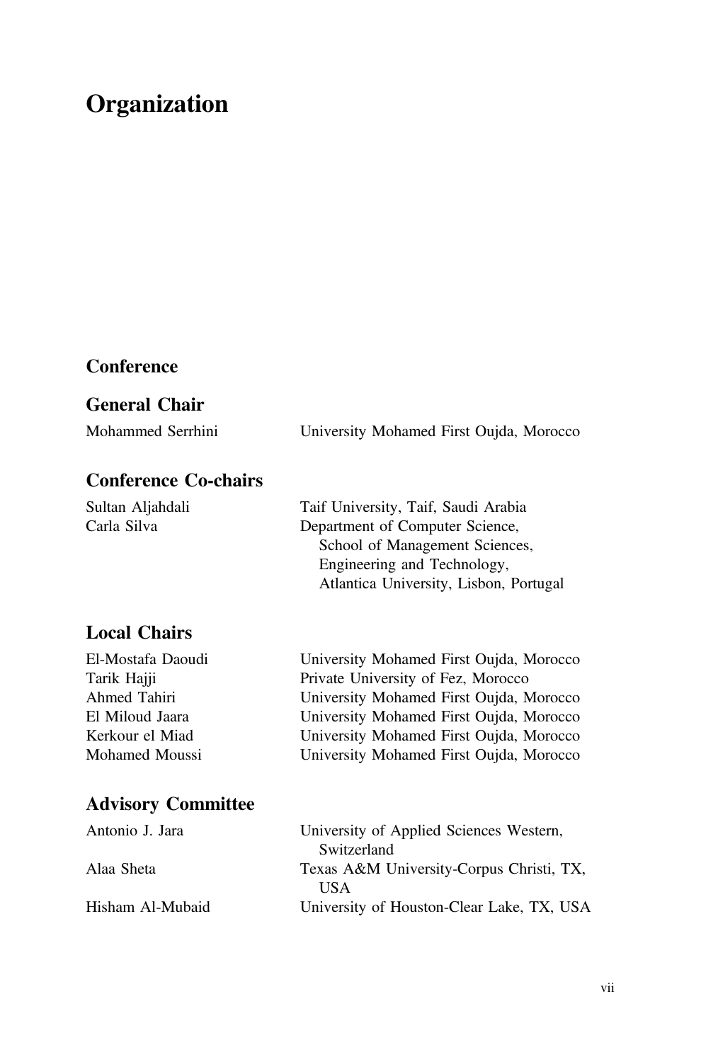# Organization

## Conference

### General Chair

Mohammed Serrhini — University Mohamed First Oujda, Morocco

### Conference Co-chairs

Sultan Aljahdali — Taif University, Taif, Saudi Arabia

Carla Silva — Department of Computer Science, School of Management Sciences, Engineering and Technology, Atlantica University, Lisbon, Portugal

### Local Chairs

El-Mostafa Daoudi — University Mohamed First Oujda, Morocco

Tarik Hajji — Private University of Fez, Morocco

Ahmed Tahiri — University Mohamed First Oujda, Morocco

El Miloud Jaara — University Mohamed First Oujda, Morocco

Kerkour el Miad — University Mohamed First Oujda, Morocco

Mohamed Moussi — University Mohamed First Oujda, Morocco

### Advisory Committee

Antonio J. Jara — University of Applied Sciences Western, Switzerland

Alaa Sheta — Texas A&M University-Corpus Christi, TX, USA

Hisham Al-Mubaid — University of Houston-Clear Lake, TX, USA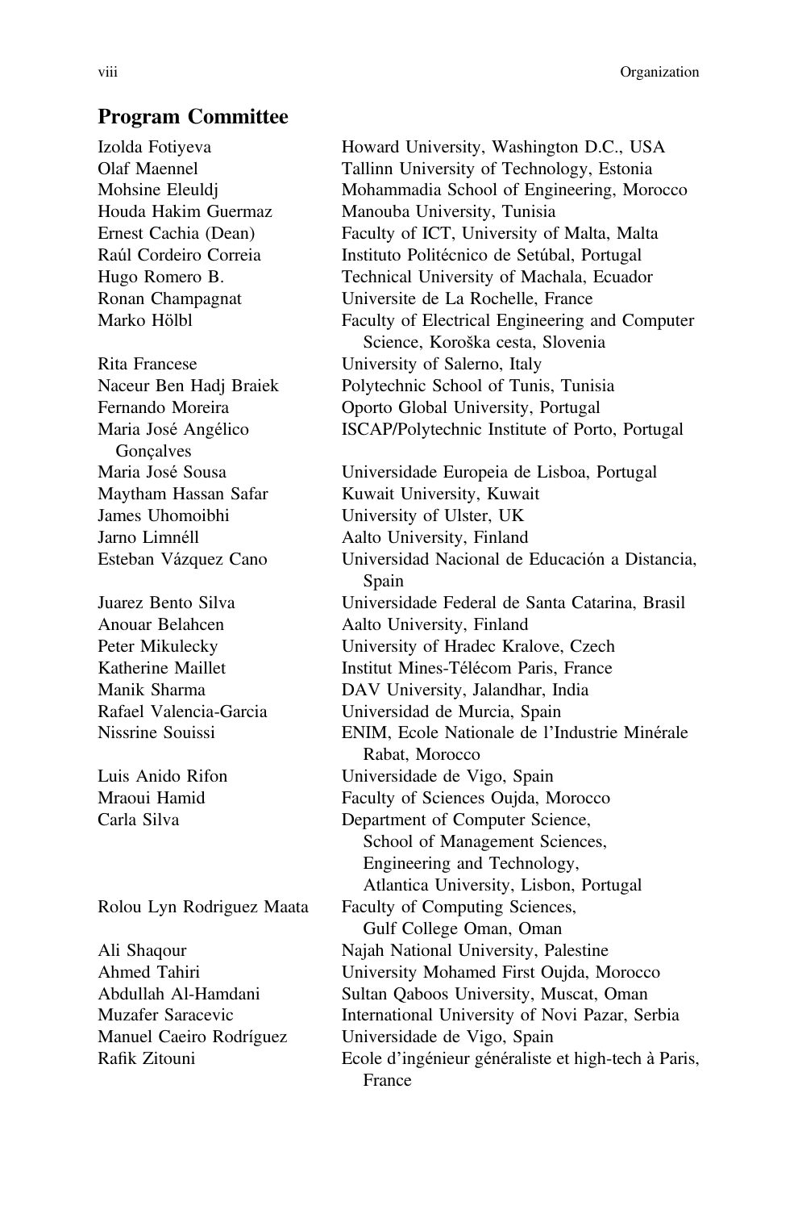## Program Committee

| | |
|---|---|
| Izolda Fotiyeva | Howard University, Washington D.C., USA |
| Olaf Maennel | Tallinn University of Technology, Estonia |
| Mohsine Eleuldj | Mohammadia School of Engineering, Morocco |
| Houda Hakim Guermaz | Manouba University, Tunisia |
| Ernest Cachia (Dean) | Faculty of ICT, University of Malta, Malta |
| Raúl Cordeiro Correia | Instituto Politécnico de Setúbal, Portugal |
| Hugo Romero B. | Technical University of Machala, Ecuador |
| Ronan Champagnat | Universite de La Rochelle, France |
| Marko Hölbl | Faculty of Electrical Engineering and Computer Science, Koroška cesta, Slovenia |
| Rita Francese | University of Salerno, Italy |
| Naceur Ben Hadj Braiek | Polytechnic School of Tunis, Tunisia |
| Fernando Moreira | Oporto Global University, Portugal |
| Maria José Angélico Gonçalves | ISCAP/Polytechnic Institute of Porto, Portugal |
| Maria José Sousa | Universidade Europeia de Lisboa, Portugal |
| Maytham Hassan Safar | Kuwait University, Kuwait |
| James Uhomoibhi | University of Ulster, UK |
| Jarno Limnéll | Aalto University, Finland |
| Esteban Vázquez Cano | Universidad Nacional de Educación a Distancia, Spain |
| Juarez Bento Silva | Universidade Federal de Santa Catarina, Brasil |
| Anouar Belahcen | Aalto University, Finland |
| Peter Mikulecky | University of Hradec Kralove, Czech |
| Katherine Maillet | Institut Mines-Télécom Paris, France |
| Manik Sharma | DAV University, Jalandhar, India |
| Rafael Valencia-Garcia | Universidad de Murcia, Spain |
| Nissrine Souissi | ENIM, Ecole Nationale de l'Industrie Minérale Rabat, Morocco |
| Luis Anido Rifon | Universidade de Vigo, Spain |
| Mraoui Hamid | Faculty of Sciences Oujda, Morocco |
| Carla Silva | Department of Computer Science, School of Management Sciences, Engineering and Technology, Atlantica University, Lisbon, Portugal |
| Rolou Lyn Rodriguez Maata | Faculty of Computing Sciences, Gulf College Oman, Oman |
| Ali Shaqour | Najah National University, Palestine |
| Ahmed Tahiri | University Mohamed First Oujda, Morocco |
| Abdullah Al-Hamdani | Sultan Qaboos University, Muscat, Oman |
| Muzafer Saracevic | International University of Novi Pazar, Serbia |
| Manuel Caeiro Rodríguez | Universidade de Vigo, Spain |
| Rafik Zitouni | Ecole d'ingénieur généraliste et high-tech à Paris, France |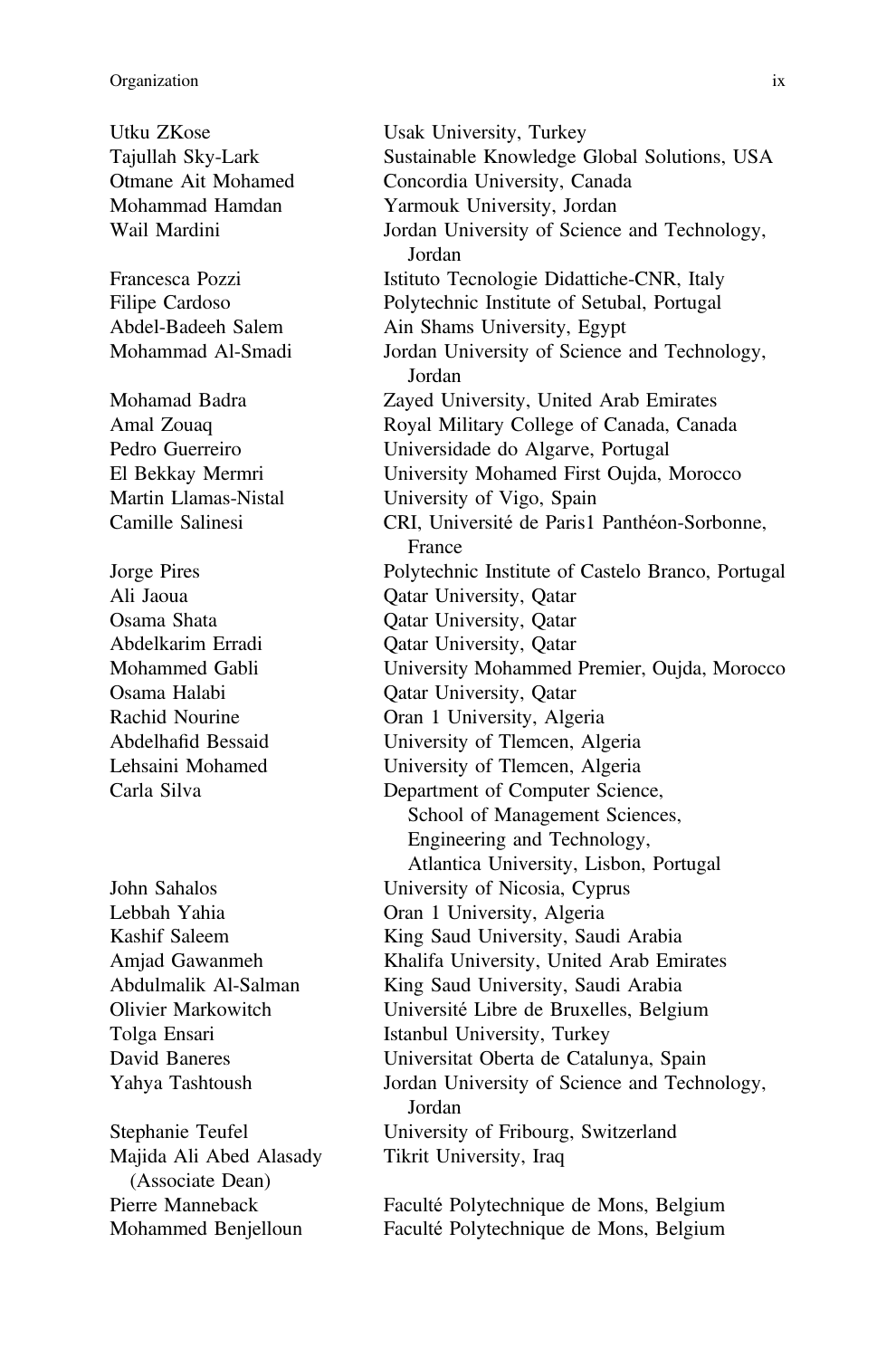| | |
|---|---|
| Utku ZKose | Usak University, Turkey |
| Tajullah Sky-Lark | Sustainable Knowledge Global Solutions, USA |
| Otmane Ait Mohamed | Concordia University, Canada |
| Mohammad Hamdan | Yarmouk University, Jordan |
| Wail Mardini | Jordan University of Science and Technology, Jordan |
| Francesca Pozzi | Istituto Tecnologie Didattiche-CNR, Italy |
| Filipe Cardoso | Polytechnic Institute of Setubal, Portugal |
| Abdel-Badeeh Salem | Ain Shams University, Egypt |
| Mohammad Al-Smadi | Jordan University of Science and Technology, Jordan |
| Mohamad Badra | Zayed University, United Arab Emirates |
| Amal Zouaq | Royal Military College of Canada, Canada |
| Pedro Guerreiro | Universidade do Algarve, Portugal |
| El Bekkay Mermri | University Mohamed First Oujda, Morocco |
| Martin Llamas-Nistal | University of Vigo, Spain |
| Camille Salinesi | CRI, Université de Paris1 Panthéon-Sorbonne, France |
| Jorge Pires | Polytechnic Institute of Castelo Branco, Portugal |
| Ali Jaoua | Qatar University, Qatar |
| Osama Shata | Qatar University, Qatar |
| Abdelkarim Erradi | Qatar University, Qatar |
| Mohammed Gabli | University Mohammed Premier, Oujda, Morocco |
| Osama Halabi | Qatar University, Qatar |
| Rachid Nourine | Oran 1 University, Algeria |
| Abdelhafid Bessaid | University of Tlemcen, Algeria |
| Lehsaini Mohamed | University of Tlemcen, Algeria |
| Carla Silva | Department of Computer Science, School of Management Sciences, Engineering and Technology, Atlantica University, Lisbon, Portugal |
| John Sahalos | University of Nicosia, Cyprus |
| Lebbah Yahia | Oran 1 University, Algeria |
| Kashif Saleem | King Saud University, Saudi Arabia |
| Amjad Gawanmeh | Khalifa University, United Arab Emirates |
| Abdulmalik Al-Salman | King Saud University, Saudi Arabia |
| Olivier Markowitch | Université Libre de Bruxelles, Belgium |
| Tolga Ensari | Istanbul University, Turkey |
| David Baneres | Universitat Oberta de Catalunya, Spain |
| Yahya Tashtoush | Jordan University of Science and Technology, Jordan |
| Stephanie Teufel | University of Fribourg, Switzerland |
| Majida Ali Abed Alasady (Associate Dean) | Tikrit University, Iraq |
| Pierre Manneback | Faculté Polytechnique de Mons, Belgium |
| Mohammed Benjelloun | Faculté Polytechnique de Mons, Belgium |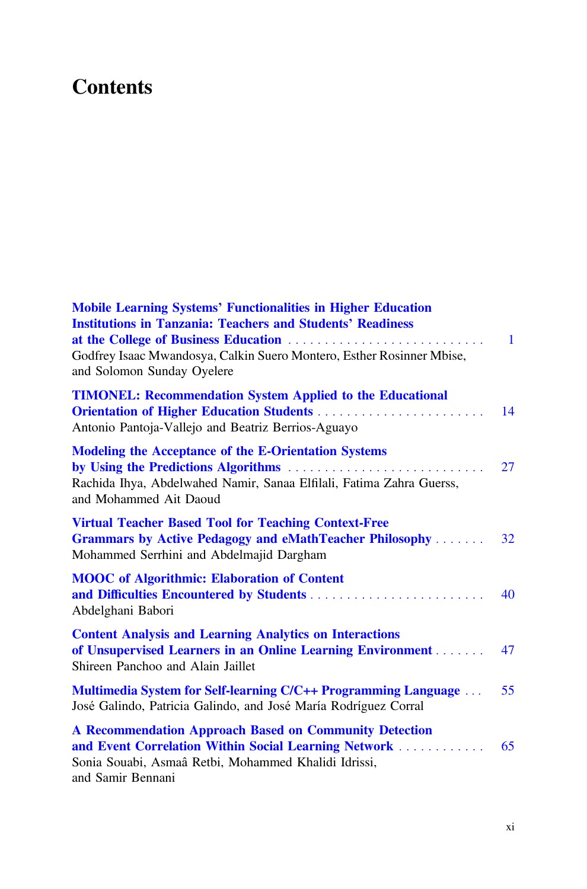# Contents

**Mobile Learning Systems' Functionalities in Higher Education Institutions in Tanzania: Teachers and Students' Readiness at the College of Business Education** . . . . . . . . . . . . . . . . . . . . . . . . . . . 1
Godfrey Isaac Mwandosya, Calkin Suero Montero, Esther Rosinner Mbise, and Solomon Sunday Oyelere

**TIMONEL: Recommendation System Applied to the Educational Orientation of Higher Education Students** . . . . . . . . . . . . . . . . . . . . . . . . . 14
Antonio Pantoja-Vallejo and Beatriz Berrios-Aguayo

**Modeling the Acceptance of the E-Orientation Systems by Using the Predictions Algorithms** . . . . . . . . . . . . . . . . . . . . . . . . . . . 27
Rachida Ihya, Abdelwahed Namir, Sanaa Elfilali, Fatima Zahra Guerss, and Mohammed Ait Daoud

**Virtual Teacher Based Tool for Teaching Context-Free Grammars by Active Pedagogy and eMathTeacher Philosophy** . . . . . . . 32
Mohammed Serrhini and Abdelmajid Dargham

**MOOC of Algorithmic: Elaboration of Content and Difficulties Encountered by Students** . . . . . . . . . . . . . . . . . . . . . . . . . 40
Abdelghani Babori

**Content Analysis and Learning Analytics on Interactions of Unsupervised Learners in an Online Learning Environment** . . . . . . . 47
Shireen Panchoo and Alain Jaillet

**Multimedia System for Self-learning C/C++ Programming Language** . . . 55
José Galindo, Patricia Galindo, and José María Rodríguez Corral

**A Recommendation Approach Based on Community Detection and Event Correlation Within Social Learning Network** . . . . . . . . . . . . 65
Sonia Souabi, Asmaâ Retbi, Mohammed Khalidi Idrissi, and Samir Bennani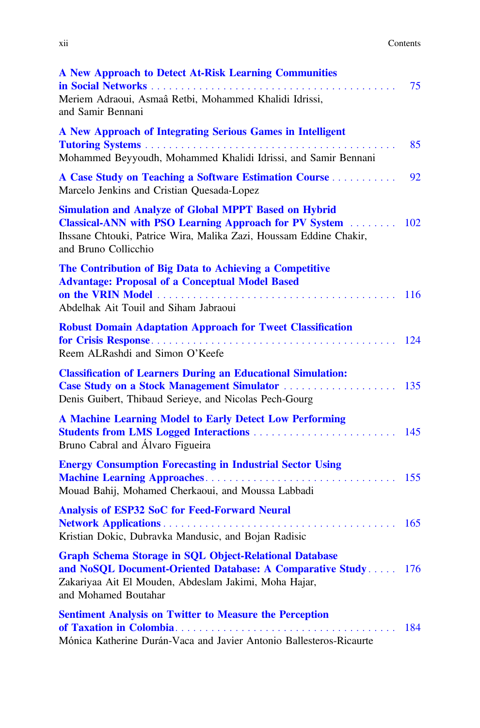**A New Approach to Detect At-Risk Learning Communities in Social Networks** . . . . . . . . . . . . . . . . . . . . . . . . . . . . . . . . . . . . . . . . . 75
Meriem Adraoui, Asmaâ Retbi, Mohammed Khalidi Idrissi, and Samir Bennani

**A New Approach of Integrating Serious Games in Intelligent Tutoring Systems** . . . . . . . . . . . . . . . . . . . . . . . . . . . . . . . . . . . . . . . . . 85
Mohammed Beyyoudh, Mohammed Khalidi Idrissi, and Samir Bennani

**A Case Study on Teaching a Software Estimation Course** . . . . . . . . . . . 92
Marcelo Jenkins and Cristian Quesada-Lopez

**Simulation and Analyze of Global MPPT Based on Hybrid Classical-ANN with PSO Learning Approach for PV System** . . . . . . . . 102
Ihssane Chtouki, Patrice Wira, Malika Zazi, Houssam Eddine Chakir, and Bruno Collicchio

**The Contribution of Big Data to Achieving a Competitive Advantage: Proposal of a Conceptual Model Based on the VRIN Model** . . . . . . . . . . . . . . . . . . . . . . . . . . . . . . . . . . . . . . . 116
Abdelhak Ait Touil and Siham Jabraoui

**Robust Domain Adaptation Approach for Tweet Classification for Crisis Response** . . . . . . . . . . . . . . . . . . . . . . . . . . . . . . . . . . . . . . . 124
Reem ALRashdi and Simon O'Keefe

**Classification of Learners During an Educational Simulation: Case Study on a Stock Management Simulator** . . . . . . . . . . . . . . . . . . . 135
Denis Guibert, Thibaud Serieye, and Nicolas Pech-Gourg

**A Machine Learning Model to Early Detect Low Performing Students from LMS Logged Interactions** . . . . . . . . . . . . . . . . . . . . . . . . 145
Bruno Cabral and Álvaro Figueira

**Energy Consumption Forecasting in Industrial Sector Using Machine Learning Approaches** . . . . . . . . . . . . . . . . . . . . . . . . . . . . . . . . 155
Mouad Bahij, Mohamed Cherkaoui, and Moussa Labbadi

**Analysis of ESP32 SoC for Feed-Forward Neural Network Applications** . . . . . . . . . . . . . . . . . . . . . . . . . . . . . . . . . . . . . . . . 165
Kristian Dokic, Dubravka Mandusic, and Bojan Radisic

**Graph Schema Storage in SQL Object-Relational Database and NoSQL Document-Oriented Database: A Comparative Study** . . . . . 176
Zakariyaa Ait El Mouden, Abdeslam Jakimi, Moha Hajar, and Mohamed Boutahar

**Sentiment Analysis on Twitter to Measure the Perception of Taxation in Colombia** . . . . . . . . . . . . . . . . . . . . . . . . . . . . . . . . . . . . . . . 184
Mónica Katherine Durán-Vaca and Javier Antonio Ballesteros-Ricaurte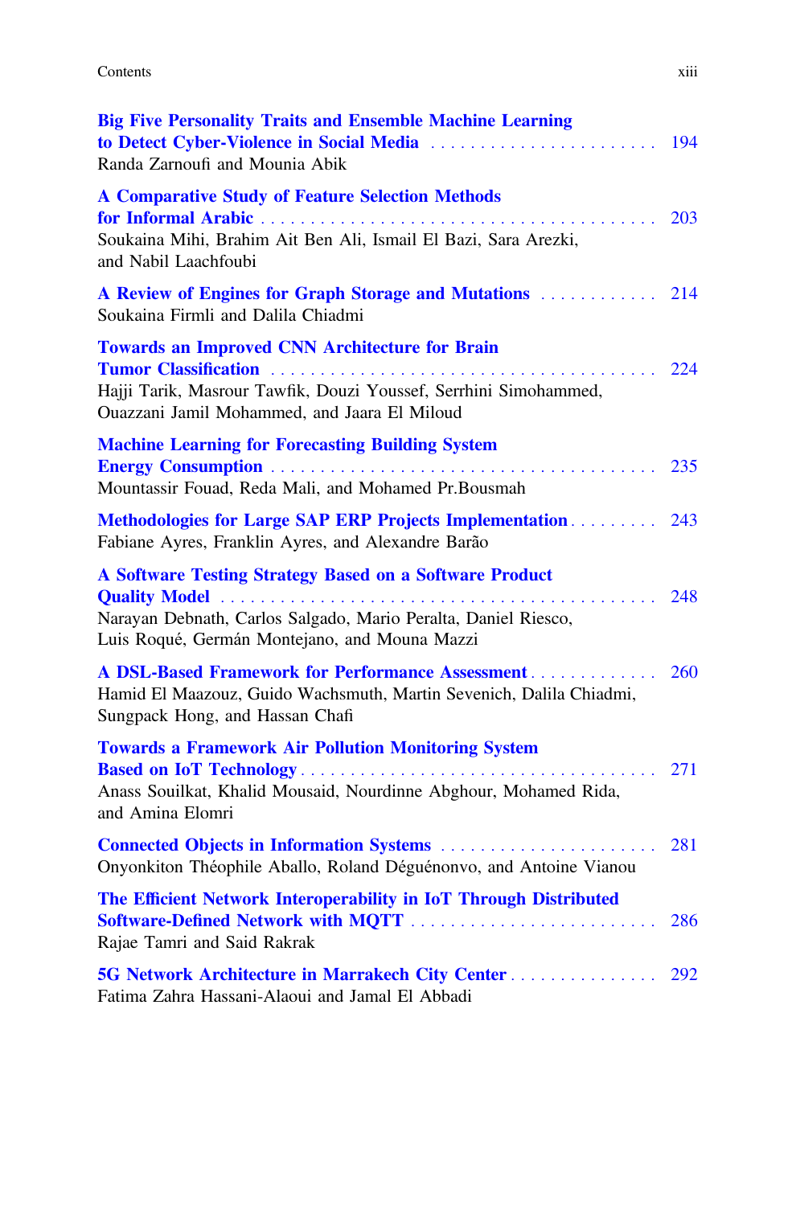**Big Five Personality Traits and Ensemble Machine Learning to Detect Cyber-Violence in Social Media** . . . . . . . . . . . . . . . . . . . . . . . 194
Randa Zarnoufi and Mounia Abik

**A Comparative Study of Feature Selection Methods for Informal Arabic** . . . . . . . . . . . . . . . . . . . . . . . . . . . . . . . . . . . . . . . . . 203
Soukaina Mihi, Brahim Ait Ben Ali, Ismail El Bazi, Sara Arezki, and Nabil Laachfoubi

**A Review of Engines for Graph Storage and Mutations** . . . . . . . . . . . . 214
Soukaina Firmli and Dalila Chiadmi

**Towards an Improved CNN Architecture for Brain Tumor Classification** . . . . . . . . . . . . . . . . . . . . . . . . . . . . . . . . . . . . . . 224
Hajji Tarik, Masrour Tawfik, Douzi Youssef, Serrhini Simohammed, Ouazzani Jamil Mohammed, and Jaara El Miloud

**Machine Learning for Forecasting Building System Energy Consumption** . . . . . . . . . . . . . . . . . . . . . . . . . . . . . . . . . . . . . . 235
Mountassir Fouad, Reda Mali, and Mohamed Pr.Bousmah

**Methodologies for Large SAP ERP Projects Implementation** . . . . . . . . . 243
Fabiane Ayres, Franklin Ayres, and Alexandre Barão

**A Software Testing Strategy Based on a Software Product Quality Model** . . . . . . . . . . . . . . . . . . . . . . . . . . . . . . . . . . . . . . . . . . . 248
Narayan Debnath, Carlos Salgado, Mario Peralta, Daniel Riesco, Luis Roqué, Germán Montejano, and Mouna Mazzi

**A DSL-Based Framework for Performance Assessment** . . . . . . . . . . . . . 260
Hamid El Maazouz, Guido Wachsmuth, Martin Sevenich, Dalila Chiadmi, Sungpack Hong, and Hassan Chafi

**Towards a Framework Air Pollution Monitoring System Based on IoT Technology** . . . . . . . . . . . . . . . . . . . . . . . . . . . . . . . . . . . . 271
Anass Souilkat, Khalid Mousaid, Nourdinne Abghour, Mohamed Rida, and Amina Elomri

**Connected Objects in Information Systems** . . . . . . . . . . . . . . . . . . . . . . . 281
Onyonkiton Théophile Aballo, Roland Déguénonvo, and Antoine Vianou

**The Efficient Network Interoperability in IoT Through Distributed Software-Defined Network with MQTT** . . . . . . . . . . . . . . . . . . . . . . . . . 286
Rajae Tamri and Said Rakrak

**5G Network Architecture in Marrakech City Center** . . . . . . . . . . . . . . . 292
Fatima Zahra Hassani-Alaoui and Jamal El Abbadi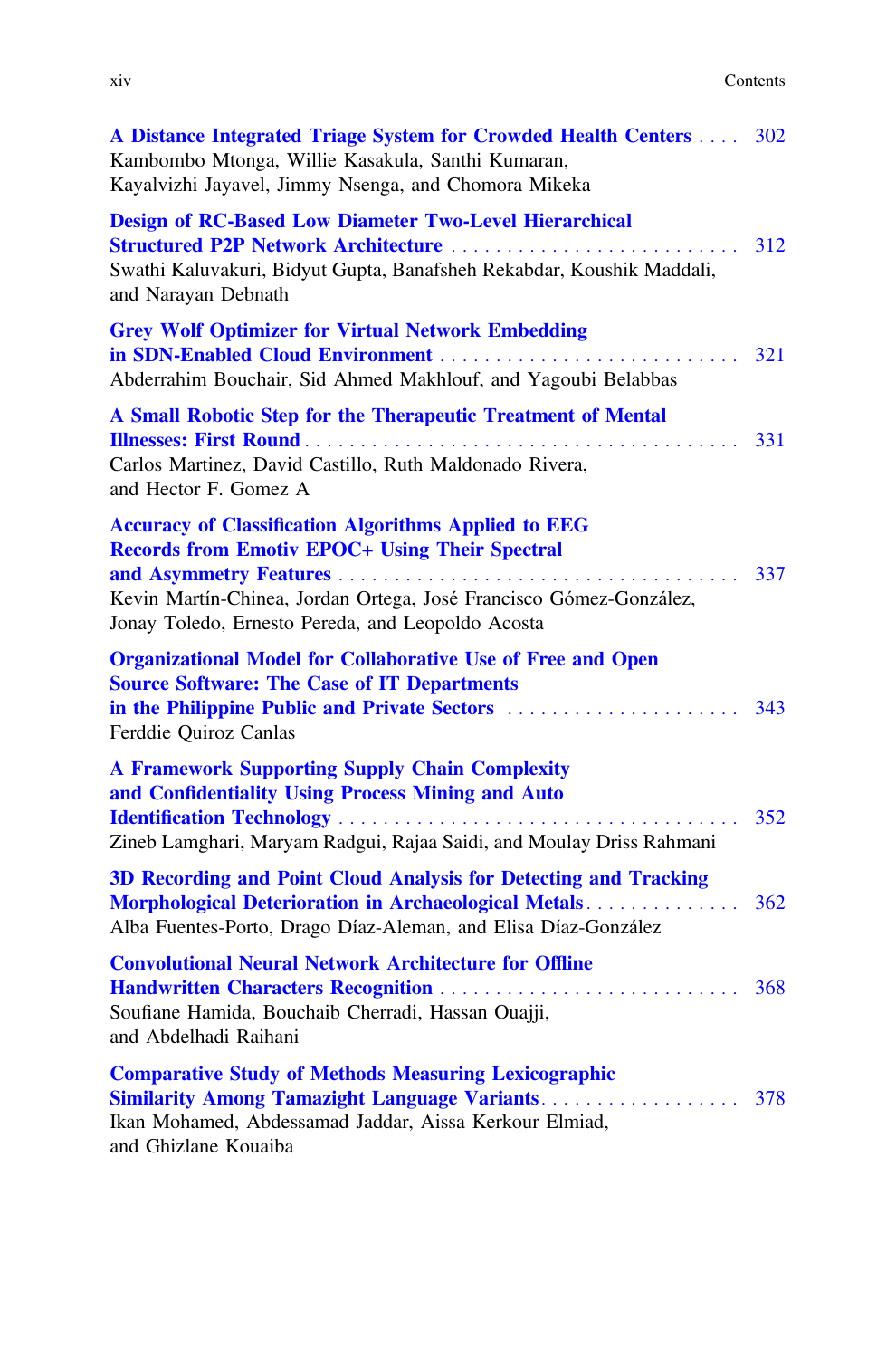**A Distance Integrated Triage System for Crowded Health Centers** .... 302
Kambombo Mtonga, Willie Kasakula, Santhi Kumaran, Kayalvizhi Jayavel, Jimmy Nsenga, and Chomora Mikeka

**Design of RC-Based Low Diameter Two-Level Hierarchical Structured P2P Network Architecture** .... 312
Swathi Kaluvakuri, Bidyut Gupta, Banafsheh Rekabdar, Koushik Maddali, and Narayan Debnath

**Grey Wolf Optimizer for Virtual Network Embedding in SDN-Enabled Cloud Environment** .... 321
Abderrahim Bouchair, Sid Ahmed Makhlouf, and Yagoubi Belabbas

**A Small Robotic Step for the Therapeutic Treatment of Mental Illnesses: First Round** .... 331
Carlos Martinez, David Castillo, Ruth Maldonado Rivera, and Hector F. Gomez A

**Accuracy of Classification Algorithms Applied to EEG Records from Emotiv EPOC+ Using Their Spectral and Asymmetry Features** .... 337
Kevin Martín-Chinea, Jordan Ortega, José Francisco Gómez-González, Jonay Toledo, Ernesto Pereda, and Leopoldo Acosta

**Organizational Model for Collaborative Use of Free and Open Source Software: The Case of IT Departments in the Philippine Public and Private Sectors** .... 343
Ferddie Quiroz Canlas

**A Framework Supporting Supply Chain Complexity and Confidentiality Using Process Mining and Auto Identification Technology** .... 352
Zineb Lamghari, Maryam Radgui, Rajaa Saidi, and Moulay Driss Rahmani

**3D Recording and Point Cloud Analysis for Detecting and Tracking Morphological Deterioration in Archaeological Metals** .... 362
Alba Fuentes-Porto, Drago Díaz-Aleman, and Elisa Díaz-González

**Convolutional Neural Network Architecture for Offline Handwritten Characters Recognition** .... 368
Soufiane Hamida, Bouchaib Cherradi, Hassan Ouajji, and Abdelhadi Raihani

**Comparative Study of Methods Measuring Lexicographic Similarity Among Tamazight Language Variants** .... 378
Ikan Mohamed, Abdessamad Jaddar, Aissa Kerkour Elmiad, and Ghizlane Kouaiba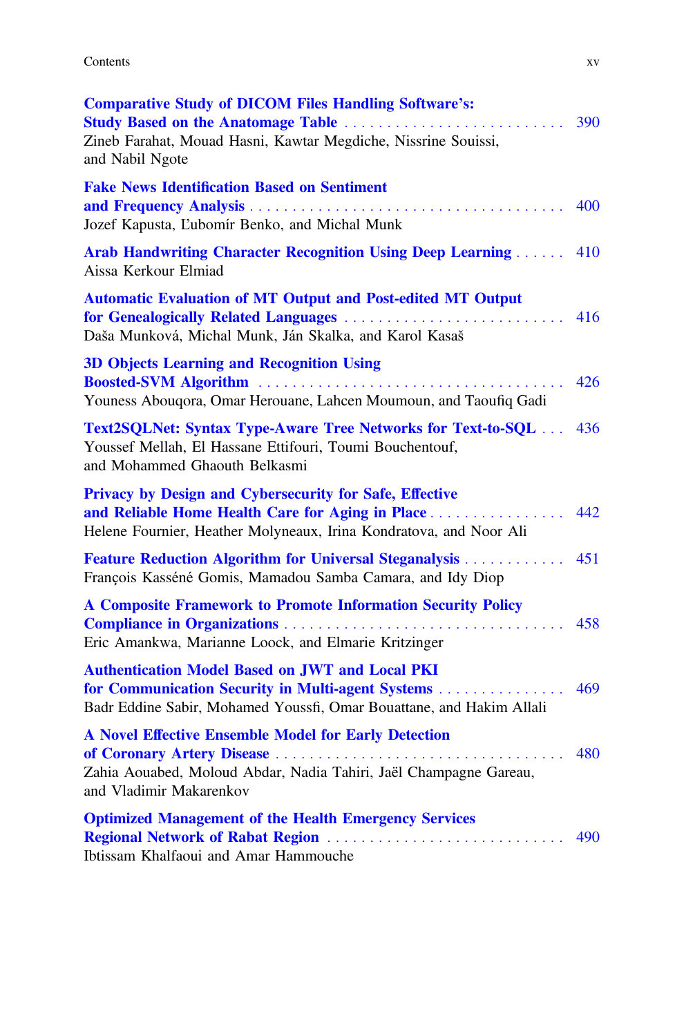**Comparative Study of DICOM Files Handling Software's: Study Based on the Anatomage Table** . . . . . . . . . . . . . . . . . . . . . . . . . . 390
Zineb Farahat, Mouad Hasni, Kawtar Megdiche, Nissrine Souissi, and Nabil Ngote

**Fake News Identification Based on Sentiment and Frequency Analysis** . . . . . . . . . . . . . . . . . . . . . . . . . . . . . . . . . . . . 400
Jozef Kapusta, Ľubomír Benko, and Michal Munk

**Arab Handwriting Character Recognition Using Deep Learning** . . . . . . 410
Aissa Kerkour Elmiad

**Automatic Evaluation of MT Output and Post-edited MT Output for Genealogically Related Languages** . . . . . . . . . . . . . . . . . . . . . . . . . . 416
Daša Munková, Michal Munk, Ján Skalka, and Karol Kasaš

**3D Objects Learning and Recognition Using Boosted-SVM Algorithm** . . . . . . . . . . . . . . . . . . . . . . . . . . . . . . . . . . . . 426
Youness Abouqora, Omar Herouane, Lahcen Moumoun, and Taoufiq Gadi

**Text2SQLNet: Syntax Type-Aware Tree Networks for Text-to-SQL** . . . 436
Youssef Mellah, El Hassane Ettifouri, Toumi Bouchentouf, and Mohammed Ghaouth Belkasmi

**Privacy by Design and Cybersecurity for Safe, Effective and Reliable Home Health Care for Aging in Place** . . . . . . . . . . . . . . . . 442
Helene Fournier, Heather Molyneaux, Irina Kondratova, and Noor Ali

**Feature Reduction Algorithm for Universal Steganalysis** . . . . . . . . . . . . 451
François Kasséné Gomis, Mamadou Samba Camara, and Idy Diop

**A Composite Framework to Promote Information Security Policy Compliance in Organizations** . . . . . . . . . . . . . . . . . . . . . . . . . . . . . . . . . 458
Eric Amankwa, Marianne Loock, and Elmarie Kritzinger

**Authentication Model Based on JWT and Local PKI for Communication Security in Multi-agent Systems** . . . . . . . . . . . . . . . 469
Badr Eddine Sabir, Mohamed Youssfi, Omar Bouattane, and Hakim Allali

**A Novel Effective Ensemble Model for Early Detection of Coronary Artery Disease** . . . . . . . . . . . . . . . . . . . . . . . . . . . . . . . . . . 480
Zahia Aouabed, Moloud Abdar, Nadia Tahiri, Jaël Champagne Gareau, and Vladimir Makarenkov

**Optimized Management of the Health Emergency Services Regional Network of Rabat Region** . . . . . . . . . . . . . . . . . . . . . . . . . . . . 490
Ibtissam Khalfaoui and Amar Hammouche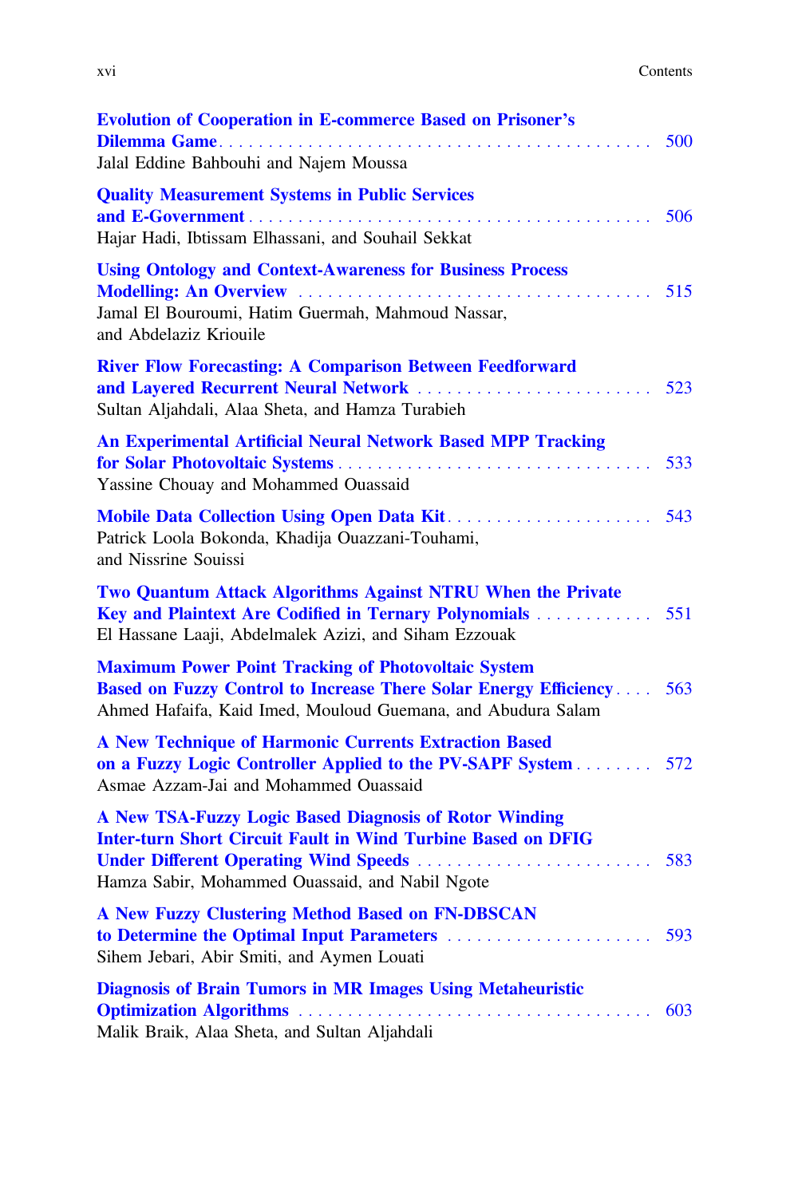**Evolution of Cooperation in E-commerce Based on Prisoner's Dilemma Game** . . . . . . . . . . . . . . . . . . . . . . . . . . . . . . . . . . . . . . . . . . . . . 500
Jalal Eddine Bahbouhi and Najem Moussa

**Quality Measurement Systems in Public Services and E-Government** . . . . . . . . . . . . . . . . . . . . . . . . . . . . . . . . . . . . . . . . . 506
Hajar Hadi, Ibtissam Elhassani, and Souhail Sekkat

**Using Ontology and Context-Awareness for Business Process Modelling: An Overview** . . . . . . . . . . . . . . . . . . . . . . . . . . . . . . . . . . . . 515
Jamal El Bouroumi, Hatim Guermah, Mahmoud Nassar, and Abdelaziz Kriouile

**River Flow Forecasting: A Comparison Between Feedforward and Layered Recurrent Neural Network** . . . . . . . . . . . . . . . . . . . . . . . . . 523
Sultan Aljahdali, Alaa Sheta, and Hamza Turabieh

**An Experimental Artificial Neural Network Based MPP Tracking for Solar Photovoltaic Systems** . . . . . . . . . . . . . . . . . . . . . . . . . . . . . . . . 533
Yassine Chouay and Mohammed Ouassaid

**Mobile Data Collection Using Open Data Kit** . . . . . . . . . . . . . . . . . . . . . . 543
Patrick Loola Bokonda, Khadija Ouazzani-Touhami, and Nissrine Souissi

**Two Quantum Attack Algorithms Against NTRU When the Private Key and Plaintext Are Codified in Ternary Polynomials** . . . . . . . . . . . . 551
El Hassane Laaji, Abdelmalek Azizi, and Siham Ezzouak

**Maximum Power Point Tracking of Photovoltaic System Based on Fuzzy Control to Increase There Solar Energy Efficiency** . . . . 563
Ahmed Hafaifa, Kaid Imed, Mouloud Guemana, and Abudura Salam

**A New Technique of Harmonic Currents Extraction Based on a Fuzzy Logic Controller Applied to the PV-SAPF System** . . . . . . . . 572
Asmae Azzam-Jai and Mohammed Ouassaid

**A New TSA-Fuzzy Logic Based Diagnosis of Rotor Winding Inter-turn Short Circuit Fault in Wind Turbine Based on DFIG Under Different Operating Wind Speeds** . . . . . . . . . . . . . . . . . . . . . . . . . 583
Hamza Sabir, Mohammed Ouassaid, and Nabil Ngote

**A New Fuzzy Clustering Method Based on FN-DBSCAN to Determine the Optimal Input Parameters** . . . . . . . . . . . . . . . . . . . . . . 593
Sihem Jebari, Abir Smiti, and Aymen Louati

**Diagnosis of Brain Tumors in MR Images Using Metaheuristic Optimization Algorithms** . . . . . . . . . . . . . . . . . . . . . . . . . . . . . . . . . . . . 603
Malik Braik, Alaa Sheta, and Sultan Aljahdali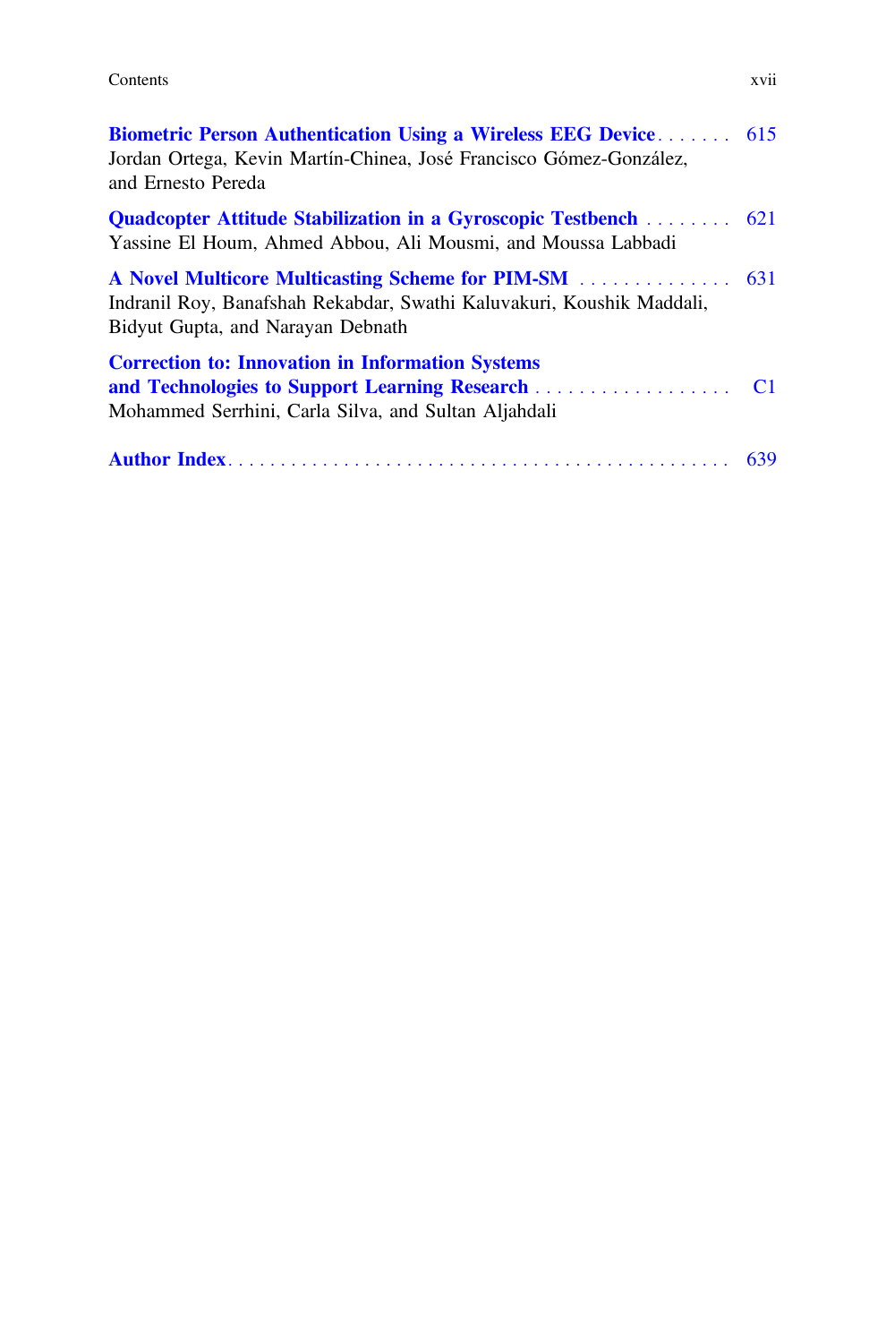**Biometric Person Authentication Using a Wireless EEG Device** . . . . . . . 615
Jordan Ortega, Kevin Martín-Chinea, José Francisco Gómez-González, and Ernesto Pereda

**Quadcopter Attitude Stabilization in a Gyroscopic Testbench** . . . . . . . . 621
Yassine El Houm, Ahmed Abbou, Ali Mousmi, and Moussa Labbadi

**A Novel Multicore Multicasting Scheme for PIM-SM** . . . . . . . . . . . . . . 631
Indranil Roy, Banafshah Rekabdar, Swathi Kaluvakuri, Koushik Maddali, Bidyut Gupta, and Narayan Debnath

**Correction to: Innovation in Information Systems and Technologies to Support Learning Research** . . . . . . . . . . . . . . . . . . . C1
Mohammed Serrhini, Carla Silva, and Sultan Aljahdali

**Author Index** . . . . . . . . . . . . . . . . . . . . . . . . . . . . . . . . . . . . . . . . . . . . . 639